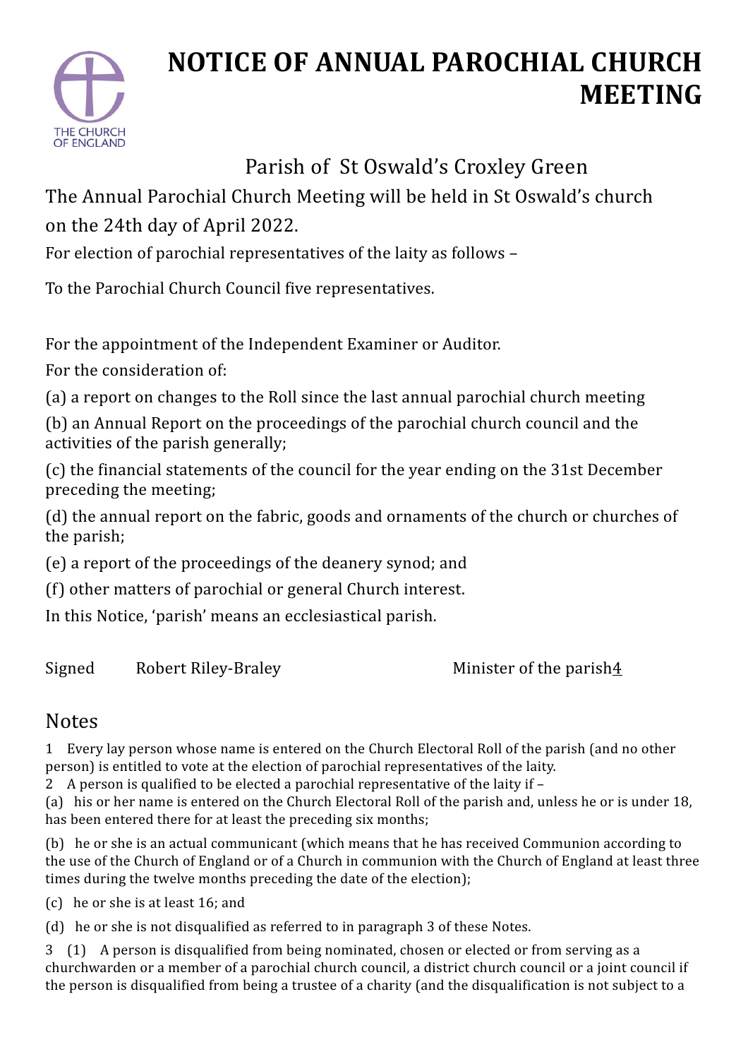THE CHURCH OF ENGLAND

# NOTICE OF ANNUAL PAROCHIAL CHURCH MEETING

Parish of St Oswald's Croxley Green

The Annual Parochial Church Meeting will be held in St Oswald's church on the 24th day of April 2022.

For election of parochial representatives of the laity as follows –

To the Parochial Church Council five representatives.

For the appointment of the Independent Examiner or Auditor.

For the consideration of:

(a) a report on changes to the Roll since the last annual parochial church meeting

(b) an Annual Report on the proceedings of the parochial church council and the activities of the parish generally;

(c) the financial statements of the council for the year ending on the 31st December preceding the meeting;

(d) the annual report on the fabric, goods and ornaments of the church or churches of the parish;

(e) a report of the proceedings of the deanery synod; and

(f) other matters of parochial or general Church interest.

In this Notice, 'parish' means an ecclesiastical parish.

Signed Robert Riley-Braley Minister of the parish4

## Notes

1 Every lay person whose name is entered on the Church Electoral Roll of the parish (and no other person) is entitled to vote at the election of parochial representatives of the laity.

2 A person is qualified to be elected a parochial representative of the laity if –

(a) his or her name is entered on the Church Electoral Roll of the parish and, unless he or is under 18, has been entered there for at least the preceding six months;

(b) he or she is an actual communicant (which means that he has received Communion according to the use of the Church of England or of a Church in communion with the Church of England at least three times during the twelve months preceding the date of the election);

(c) he or she is at least 16; and

(d) he or she is not disqualified as referred to in paragraph 3 of these Notes.

3 (1) A person is disqualified from being nominated, chosen or elected or from serving as a churchwarden or a member of a parochial church council, a district church council or a joint council if the person is disqualified from being a trustee of a charity (and the disqualification is not subject to a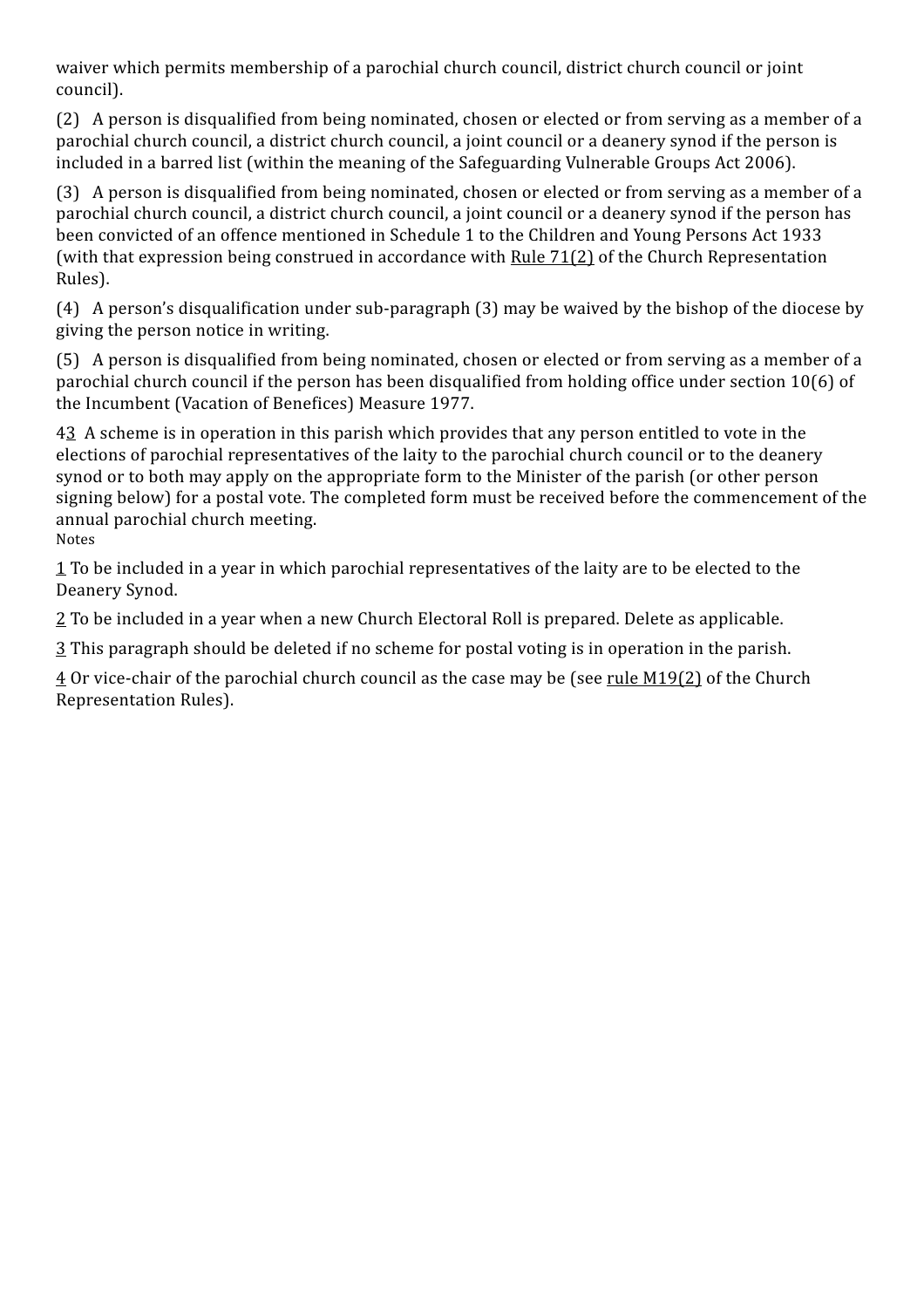waiver which permits membership of a parochial church council, district church council or joint council).

(2) A person is disqualified from being nominated, chosen or elected or from serving as a member of a parochial church council, a district church council, a joint council or a deanery synod if the person is included in a barred list (within the meaning of the Safeguarding Vulnerable Groups Act 2006).

(3) A person is disqualified from being nominated, chosen or elected or from serving as a member of a parochial church council, a district church council, a joint council or a deanery synod if the person has been convicted of an offence mentioned in Schedule 1 to the Children and Young Persons Act 1933 (with that expression being construed in accordance with Rule 71(2) of the Church Representation Rules).

(4) A person's disqualification under sub-paragraph (3) may be waived by the bishop of the diocese by giving the person notice in writing.

(5) A person is disqualified from being nominated, chosen or elected or from serving as a member of a parochial church council if the person has been disqualified from holding office under section 10(6) of the Incumbent (Vacation of Benefices) Measure 1977.

4[3] A scheme is in operation in this parish which provides that any person entitled to vote in the elections of parochial representatives of the laity to the parochial church council or to the deanery synod or to both may apply on the appropriate form to the Minister of the parish (or other person signing below) for a postal vote. The completed form must be received before the commencement of the annual parochial church meeting.

Notes

[1] To be included in a year in which parochial representatives of the laity are to be elected to the Deanery Synod.

[2] To be included in a year when a new Church Electoral Roll is prepared. Delete as applicable.

[3] This paragraph should be deleted if no scheme for postal voting is in operation in the parish.

[4] Or vice-chair of the parochial church council as the case may be (see rule M19(2) of the Church Representation Rules).